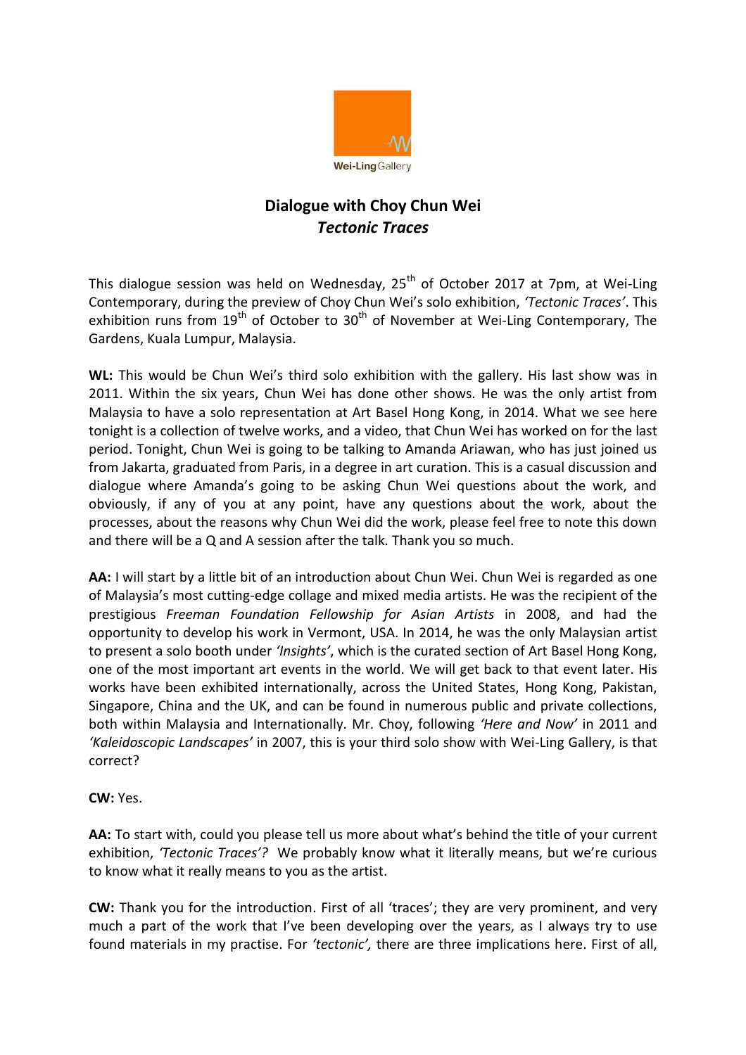## Dialogue with Choy Chun Wei
### *Tectonic Traces*

This dialogue session was held on Wednesday, 25th of October 2017 at 7pm, at Wei-Ling Contemporary, during the preview of Choy Chun Wei's solo exhibition, *'Tectonic Traces'*. This exhibition runs from 19th of October to 30th of November at Wei-Ling Contemporary, The Gardens, Kuala Lumpur, Malaysia.

**WL:** This would be Chun Wei's third solo exhibition with the gallery. His last show was in 2011. Within the six years, Chun Wei has done other shows. He was the only artist from Malaysia to have a solo representation at Art Basel Hong Kong, in 2014. What we see here tonight is a collection of twelve works, and a video, that Chun Wei has worked on for the last period. Tonight, Chun Wei is going to be talking to Amanda Ariawan, who has just joined us from Jakarta, graduated from Paris, in a degree in art curation. This is a casual discussion and dialogue where Amanda's going to be asking Chun Wei questions about the work, and obviously, if any of you at any point, have any questions about the work, about the processes, about the reasons why Chun Wei did the work, please feel free to note this down and there will be a Q and A session after the talk. Thank you so much.

**AA:** I will start by a little bit of an introduction about Chun Wei. Chun Wei is regarded as one of Malaysia's most cutting-edge collage and mixed media artists. He was the recipient of the prestigious *Freeman Foundation Fellowship for Asian Artists* in 2008, and had the opportunity to develop his work in Vermont, USA. In 2014, he was the only Malaysian artist to present a solo booth under *'Insights'*, which is the curated section of Art Basel Hong Kong, one of the most important art events in the world. We will get back to that event later. His works have been exhibited internationally, across the United States, Hong Kong, Pakistan, Singapore, China and the UK, and can be found in numerous public and private collections, both within Malaysia and Internationally. Mr. Choy, following *'Here and Now'* in 2011 and *'Kaleidoscopic Landscapes'* in 2007, this is your third solo show with Wei-Ling Gallery, is that correct?

**CW:** Yes.

**AA:** To start with, could you please tell us more about what's behind the title of your current exhibition, *'Tectonic Traces'?* We probably know what it literally means, but we're curious to know what it really means to you as the artist.

**CW:** Thank you for the introduction. First of all 'traces'; they are very prominent, and very much a part of the work that I've been developing over the years, as I always try to use found materials in my practise. For *'tectonic',* there are three implications here. First of all,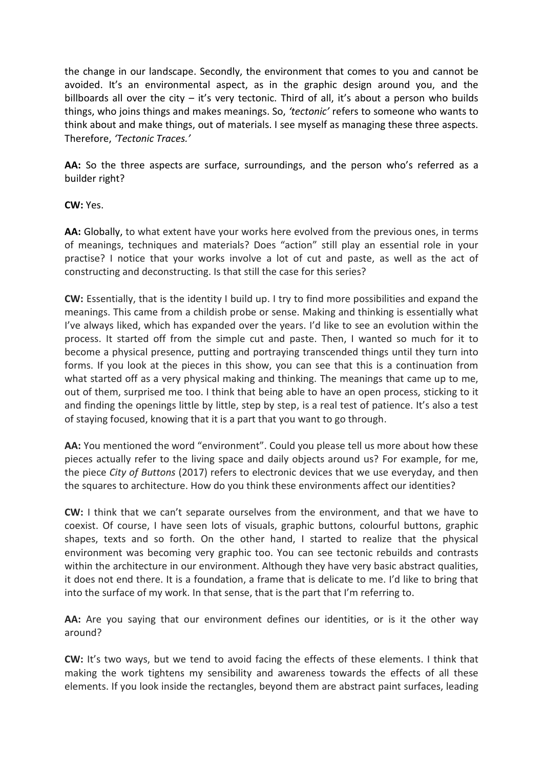the change in our landscape. Secondly, the environment that comes to you and cannot be avoided. It's an environmental aspect, as in the graphic design around you, and the billboards all over the city – it's very tectonic. Third of all, it's about a person who builds things, who joins things and makes meanings. So, *'tectonic'* refers to someone who wants to think about and make things, out of materials. I see myself as managing these three aspects. Therefore, *'Tectonic Traces.'*

**AA:** So the three aspects are surface, surroundings, and the person who's referred as a builder right?

**CW:** Yes.

**AA:** Globally, to what extent have your works here evolved from the previous ones, in terms of meanings, techniques and materials? Does "action" still play an essential role in your practise? I notice that your works involve a lot of cut and paste, as well as the act of constructing and deconstructing. Is that still the case for this series?

**CW:** Essentially, that is the identity I build up. I try to find more possibilities and expand the meanings. This came from a childish probe or sense. Making and thinking is essentially what I've always liked, which has expanded over the years. I'd like to see an evolution within the process. It started off from the simple cut and paste. Then, I wanted so much for it to become a physical presence, putting and portraying transcended things until they turn into forms. If you look at the pieces in this show, you can see that this is a continuation from what started off as a very physical making and thinking. The meanings that came up to me, out of them, surprised me too. I think that being able to have an open process, sticking to it and finding the openings little by little, step by step, is a real test of patience. It's also a test of staying focused, knowing that it is a part that you want to go through.

**AA:** You mentioned the word "environment". Could you please tell us more about how these pieces actually refer to the living space and daily objects around us? For example, for me, the piece *City of Buttons* (2017) refers to electronic devices that we use everyday, and then the squares to architecture. How do you think these environments affect our identities?

**CW:** I think that we can't separate ourselves from the environment, and that we have to coexist. Of course, I have seen lots of visuals, graphic buttons, colourful buttons, graphic shapes, texts and so forth. On the other hand, I started to realize that the physical environment was becoming very graphic too. You can see tectonic rebuilds and contrasts within the architecture in our environment. Although they have very basic abstract qualities, it does not end there. It is a foundation, a frame that is delicate to me. I'd like to bring that into the surface of my work. In that sense, that is the part that I'm referring to.

**AA:** Are you saying that our environment defines our identities, or is it the other way around?

**CW:** It's two ways, but we tend to avoid facing the effects of these elements. I think that making the work tightens my sensibility and awareness towards the effects of all these elements. If you look inside the rectangles, beyond them are abstract paint surfaces, leading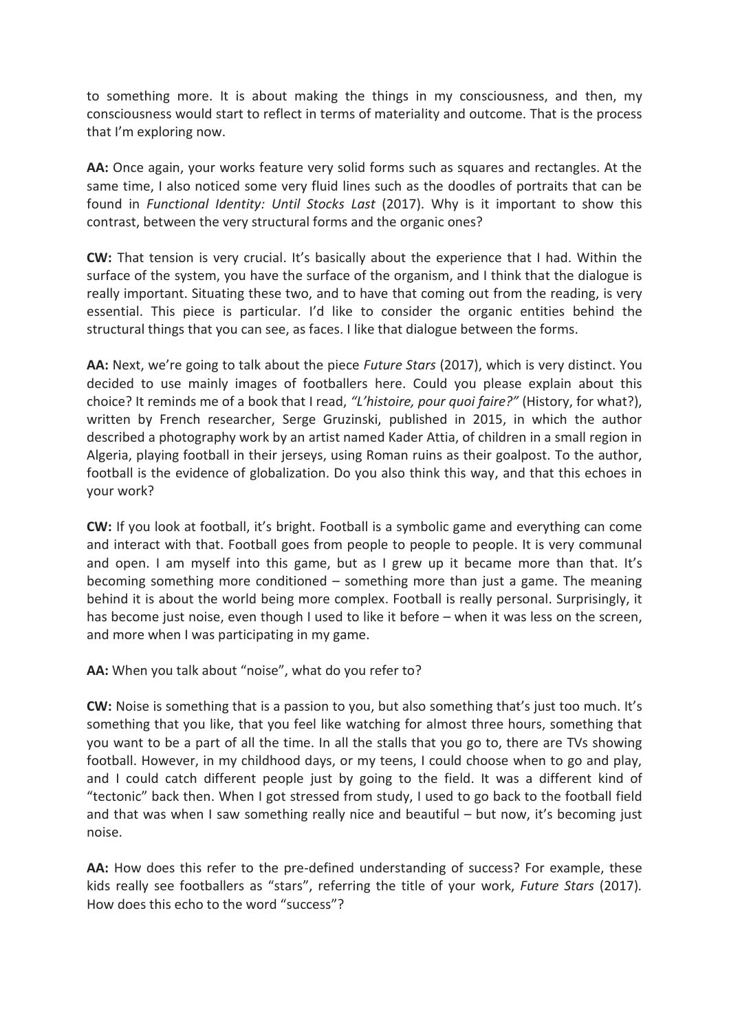to something more. It is about making the things in my consciousness, and then, my consciousness would start to reflect in terms of materiality and outcome. That is the process that I'm exploring now.

**AA:** Once again, your works feature very solid forms such as squares and rectangles. At the same time, I also noticed some very fluid lines such as the doodles of portraits that can be found in *Functional Identity: Until Stocks Last* (2017). Why is it important to show this contrast, between the very structural forms and the organic ones?

**CW:** That tension is very crucial. It's basically about the experience that I had. Within the surface of the system, you have the surface of the organism, and I think that the dialogue is really important. Situating these two, and to have that coming out from the reading, is very essential. This piece is particular. I'd like to consider the organic entities behind the structural things that you can see, as faces. I like that dialogue between the forms.

**AA:** Next, we're going to talk about the piece *Future Stars* (2017), which is very distinct. You decided to use mainly images of footballers here. Could you please explain about this choice? It reminds me of a book that I read, *"L'histoire, pour quoi faire?"* (History, for what?), written by French researcher, Serge Gruzinski, published in 2015, in which the author described a photography work by an artist named Kader Attia, of children in a small region in Algeria, playing football in their jerseys, using Roman ruins as their goalpost. To the author, football is the evidence of globalization. Do you also think this way, and that this echoes in your work?

**CW:** If you look at football, it's bright. Football is a symbolic game and everything can come and interact with that. Football goes from people to people to people. It is very communal and open. I am myself into this game, but as I grew up it became more than that. It's becoming something more conditioned – something more than just a game. The meaning behind it is about the world being more complex. Football is really personal. Surprisingly, it has become just noise, even though I used to like it before – when it was less on the screen, and more when I was participating in my game.

**AA:** When you talk about "noise", what do you refer to?

**CW:** Noise is something that is a passion to you, but also something that's just too much. It's something that you like, that you feel like watching for almost three hours, something that you want to be a part of all the time. In all the stalls that you go to, there are TVs showing football. However, in my childhood days, or my teens, I could choose when to go and play, and I could catch different people just by going to the field. It was a different kind of "tectonic" back then. When I got stressed from study, I used to go back to the football field and that was when I saw something really nice and beautiful – but now, it's becoming just noise.

**AA:** How does this refer to the pre-defined understanding of success? For example, these kids really see footballers as "stars", referring the title of your work, *Future Stars* (2017). How does this echo to the word "success"?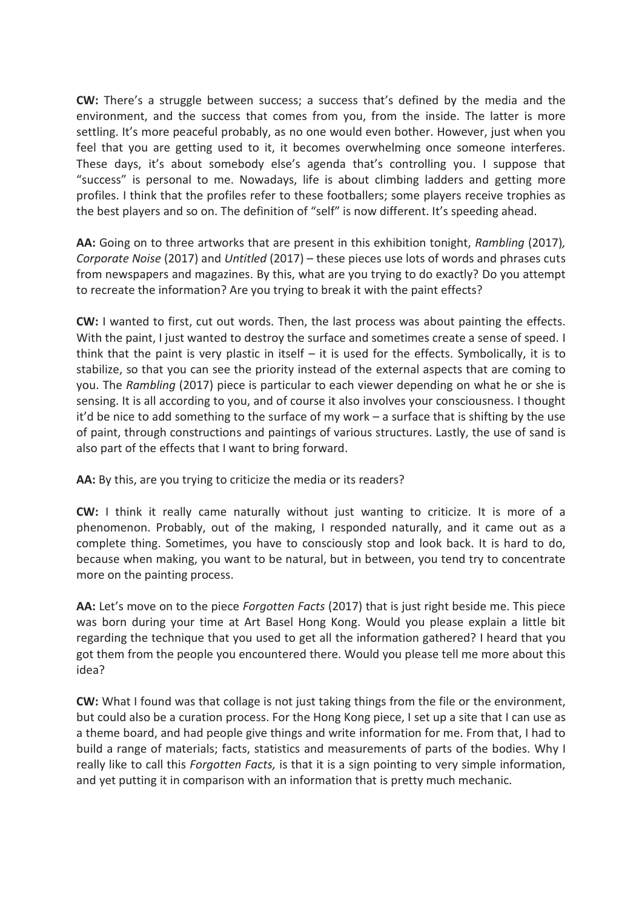**CW:** There's a struggle between success; a success that's defined by the media and the environment, and the success that comes from you, from the inside. The latter is more settling. It's more peaceful probably, as no one would even bother. However, just when you feel that you are getting used to it, it becomes overwhelming once someone interferes. These days, it's about somebody else's agenda that's controlling you. I suppose that "success" is personal to me. Nowadays, life is about climbing ladders and getting more profiles. I think that the profiles refer to these footballers; some players receive trophies as the best players and so on. The definition of "self" is now different. It's speeding ahead.

**AA:** Going on to three artworks that are present in this exhibition tonight, *Rambling* (2017)*, Corporate Noise* (2017) and *Untitled* (2017) – these pieces use lots of words and phrases cuts from newspapers and magazines. By this, what are you trying to do exactly? Do you attempt to recreate the information? Are you trying to break it with the paint effects?

**CW:** I wanted to first, cut out words. Then, the last process was about painting the effects. With the paint, I just wanted to destroy the surface and sometimes create a sense of speed. I think that the paint is very plastic in itself – it is used for the effects. Symbolically, it is to stabilize, so that you can see the priority instead of the external aspects that are coming to you. The *Rambling* (2017) piece is particular to each viewer depending on what he or she is sensing. It is all according to you, and of course it also involves your consciousness. I thought it'd be nice to add something to the surface of my work – a surface that is shifting by the use of paint, through constructions and paintings of various structures. Lastly, the use of sand is also part of the effects that I want to bring forward.

**AA:** By this, are you trying to criticize the media or its readers?

**CW:** I think it really came naturally without just wanting to criticize. It is more of a phenomenon. Probably, out of the making, I responded naturally, and it came out as a complete thing. Sometimes, you have to consciously stop and look back. It is hard to do, because when making, you want to be natural, but in between, you tend try to concentrate more on the painting process.

**AA:** Let's move on to the piece *Forgotten Facts* (2017) that is just right beside me. This piece was born during your time at Art Basel Hong Kong. Would you please explain a little bit regarding the technique that you used to get all the information gathered? I heard that you got them from the people you encountered there. Would you please tell me more about this idea?

**CW:** What I found was that collage is not just taking things from the file or the environment, but could also be a curation process. For the Hong Kong piece, I set up a site that I can use as a theme board, and had people give things and write information for me. From that, I had to build a range of materials; facts, statistics and measurements of parts of the bodies. Why I really like to call this *Forgotten Facts,* is that it is a sign pointing to very simple information, and yet putting it in comparison with an information that is pretty much mechanic.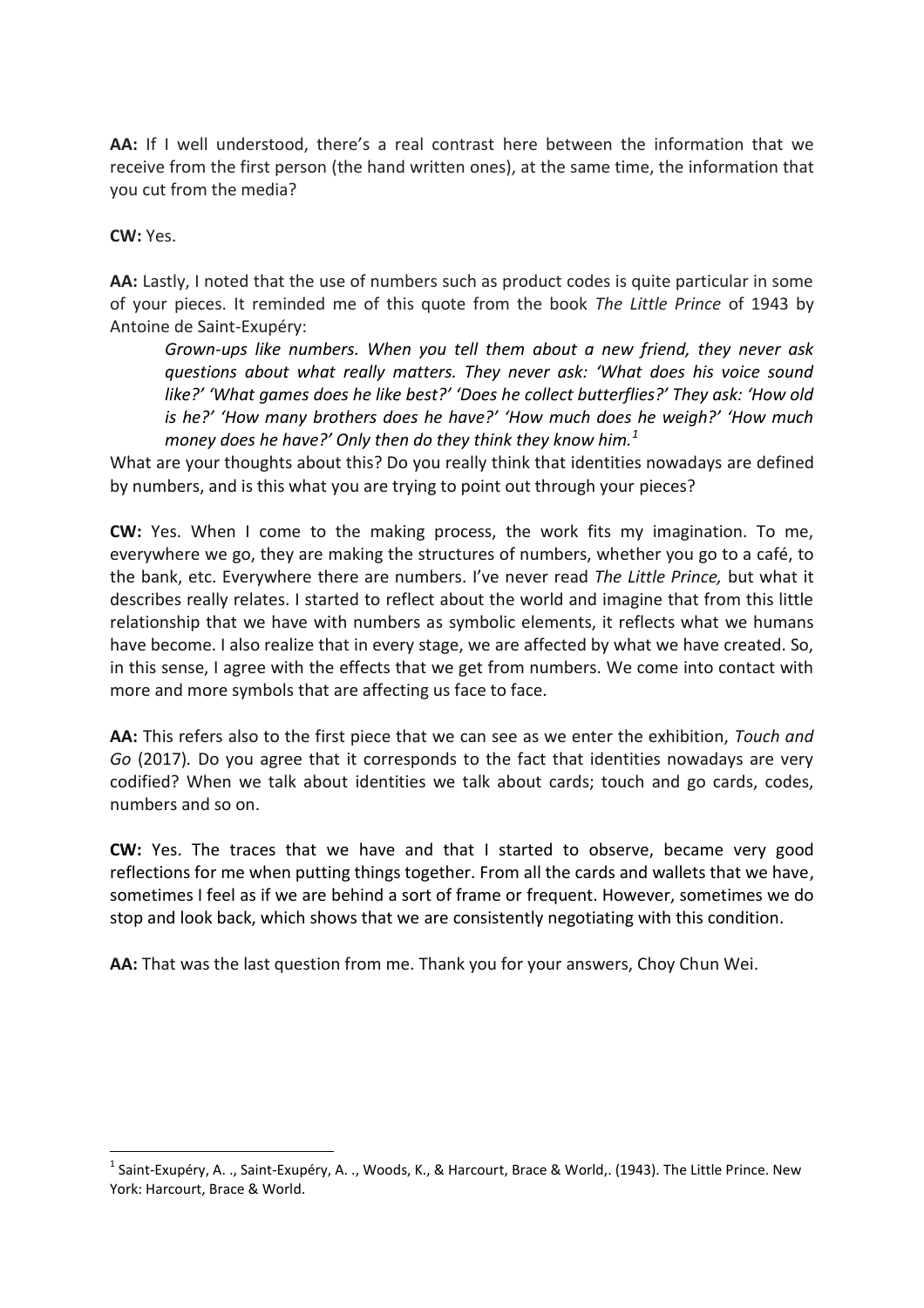**AA:** If I well understood, there's a real contrast here between the information that we receive from the first person (the hand written ones), at the same time, the information that you cut from the media?

**CW:** Yes.

**AA:** Lastly, I noted that the use of numbers such as product codes is quite particular in some of your pieces. It reminded me of this quote from the book *The Little Prince* of 1943 by Antoine de Saint-Exupéry:

> *Grown-ups like numbers. When you tell them about a new friend, they never ask questions about what really matters. They never ask: 'What does his voice sound like?' 'What games does he like best?' 'Does he collect butterflies?' They ask: 'How old is he?' 'How many brothers does he have?' 'How much does he weigh?' 'How much money does he have?' Only then do they think they know him.*[1]

What are your thoughts about this? Do you really think that identities nowadays are defined by numbers, and is this what you are trying to point out through your pieces?

**CW:** Yes. When I come to the making process, the work fits my imagination. To me, everywhere we go, they are making the structures of numbers, whether you go to a café, to the bank, etc. Everywhere there are numbers. I've never read *The Little Prince,* but what it describes really relates. I started to reflect about the world and imagine that from this little relationship that we have with numbers as symbolic elements, it reflects what we humans have become. I also realize that in every stage, we are affected by what we have created. So, in this sense, I agree with the effects that we get from numbers. We come into contact with more and more symbols that are affecting us face to face.

**AA:** This refers also to the first piece that we can see as we enter the exhibition, *Touch and Go* (2017). Do you agree that it corresponds to the fact that identities nowadays are very codified? When we talk about identities we talk about cards; touch and go cards, codes, numbers and so on.

**CW:** Yes. The traces that we have and that I started to observe, became very good reflections for me when putting things together. From all the cards and wallets that we have, sometimes I feel as if we are behind a sort of frame or frequent. However, sometimes we do stop and look back, which shows that we are consistently negotiating with this condition.

**AA:** That was the last question from me. Thank you for your answers, Choy Chun Wei.

---

[1] Saint-Exupéry, A. ., Saint-Exupéry, A. ., Woods, K., & Harcourt, Brace & World,. (1943). The Little Prince. New York: Harcourt, Brace & World.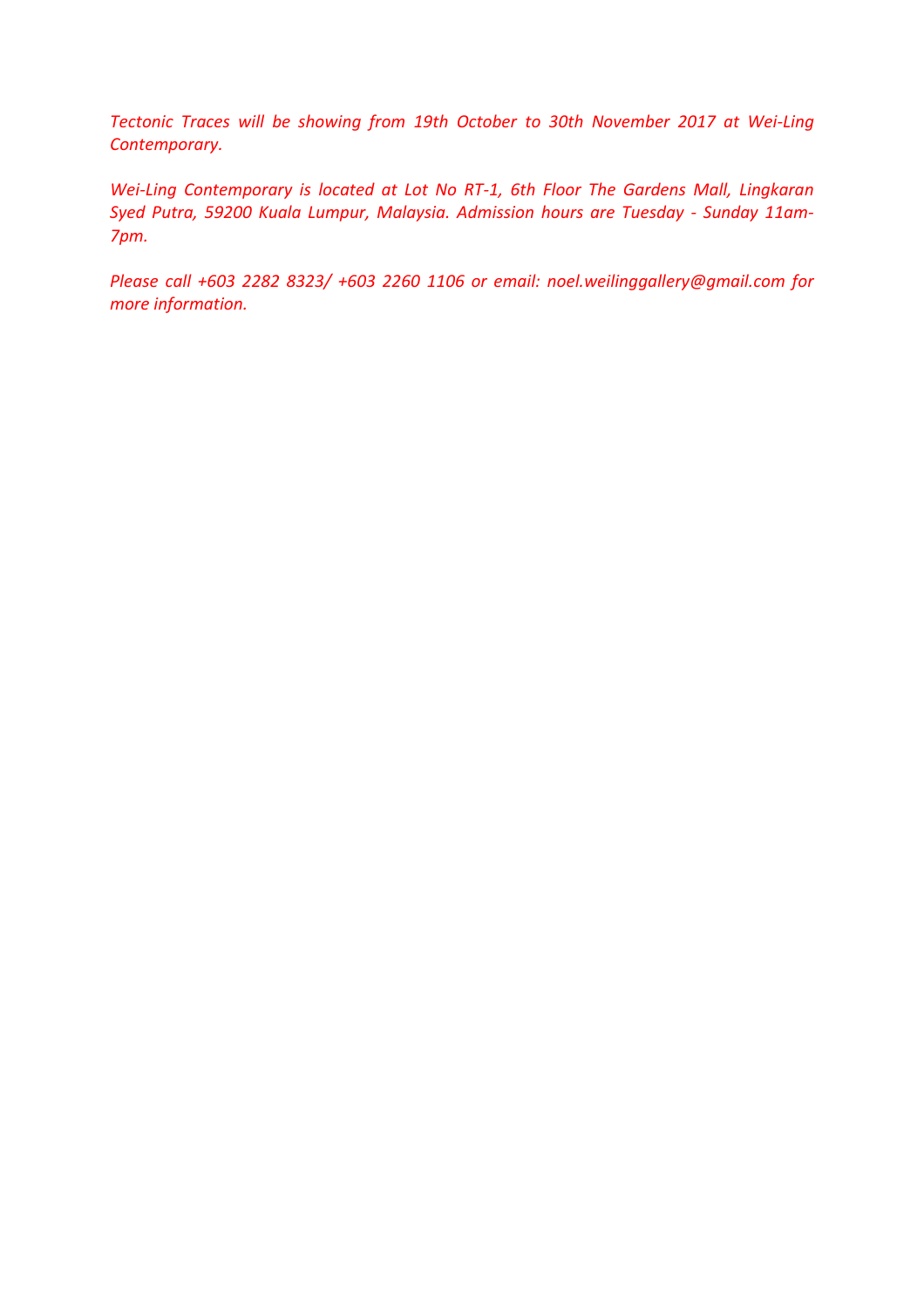*Tectonic Traces will be showing from 19th October to 30th November 2017 at Wei-Ling Contemporary.*

*Wei-Ling Contemporary is located at Lot No RT-1, 6th Floor The Gardens Mall, Lingkaran Syed Putra, 59200 Kuala Lumpur, Malaysia. Admission hours are Tuesday - Sunday 11am-7pm.*

*Please call +603 2282 8323/ +603 2260 1106 or email: noel.weilinggallery@gmail.com for more information.*